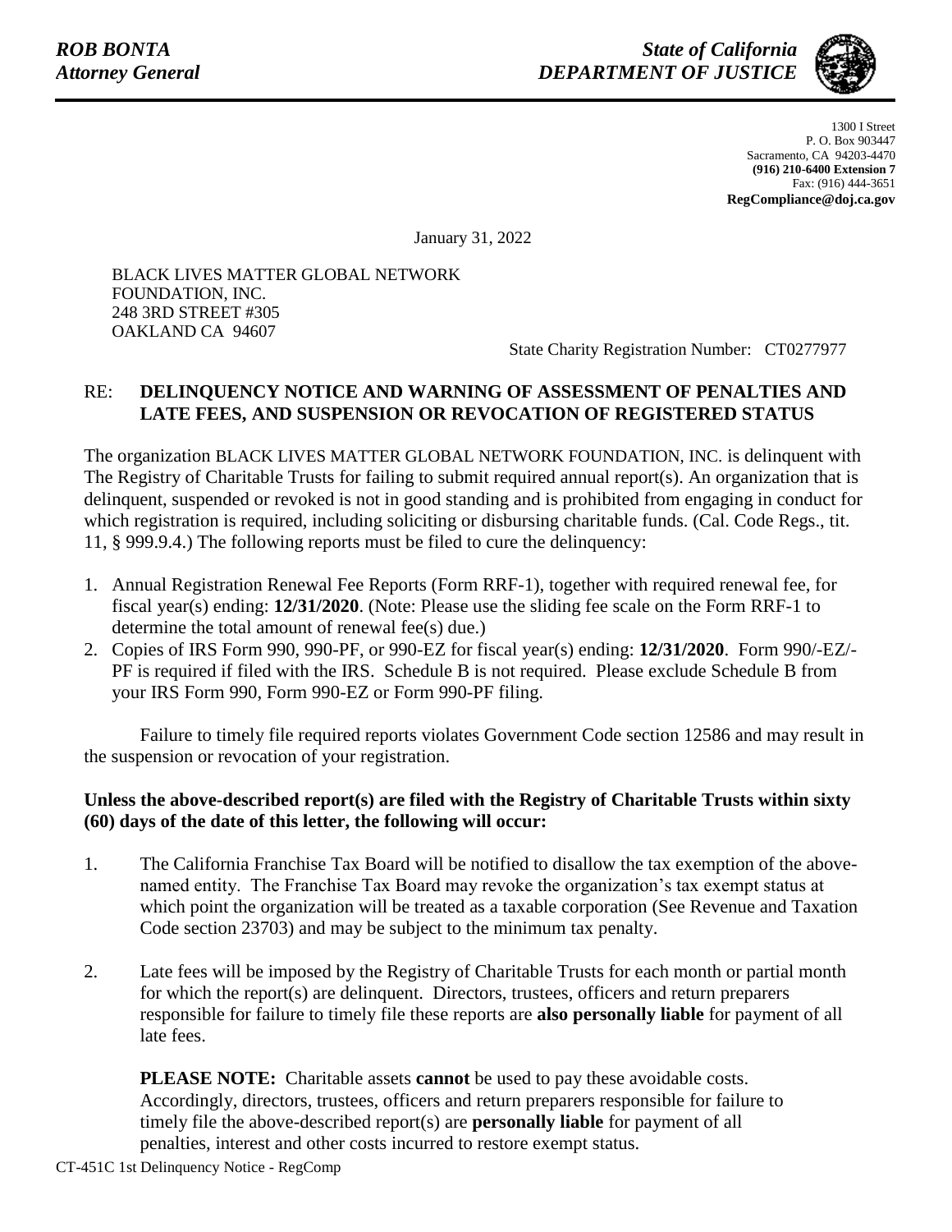***ROB BONTA***
***Attorney General***

***State of California***
***DEPARTMENT OF JUSTICE***

1300 I Street
P. O. Box 903447
Sacramento, CA 94203-4470
**(916) 210-6400 Extension 7**
Fax: (916) 444-3651
**RegCompliance@doj.ca.gov**

January 31, 2022

BLACK LIVES MATTER GLOBAL NETWORK
FOUNDATION, INC.
248 3RD STREET #305
OAKLAND CA 94607

State Charity Registration Number: CT0277977

RE: **DELINQUENCY NOTICE AND WARNING OF ASSESSMENT OF PENALTIES AND LATE FEES, AND SUSPENSION OR REVOCATION OF REGISTERED STATUS**

The organization BLACK LIVES MATTER GLOBAL NETWORK FOUNDATION, INC. is delinquent with The Registry of Charitable Trusts for failing to submit required annual report(s). An organization that is delinquent, suspended or revoked is not in good standing and is prohibited from engaging in conduct for which registration is required, including soliciting or disbursing charitable funds. (Cal. Code Regs., tit. 11, § 999.9.4.) The following reports must be filed to cure the delinquency:

1. Annual Registration Renewal Fee Reports (Form RRF-1), together with required renewal fee, for fiscal year(s) ending: **12/31/2020**. (Note: Please use the sliding fee scale on the Form RRF-1 to determine the total amount of renewal fee(s) due.)
2. Copies of IRS Form 990, 990-PF, or 990-EZ for fiscal year(s) ending: **12/31/2020**. Form 990/-EZ/-PF is required if filed with the IRS. Schedule B is not required. Please exclude Schedule B from your IRS Form 990, Form 990-EZ or Form 990-PF filing.

Failure to timely file required reports violates Government Code section 12586 and may result in the suspension or revocation of your registration.

**Unless the above-described report(s) are filed with the Registry of Charitable Trusts within sixty (60) days of the date of this letter, the following will occur:**

1. The California Franchise Tax Board will be notified to disallow the tax exemption of the above-named entity. The Franchise Tax Board may revoke the organization's tax exempt status at which point the organization will be treated as a taxable corporation (See Revenue and Taxation Code section 23703) and may be subject to the minimum tax penalty.

2. Late fees will be imposed by the Registry of Charitable Trusts for each month or partial month for which the report(s) are delinquent. Directors, trustees, officers and return preparers responsible for failure to timely file these reports are **also personally liable** for payment of all late fees.

   **PLEASE NOTE:** Charitable assets **cannot** be used to pay these avoidable costs. Accordingly, directors, trustees, officers and return preparers responsible for failure to timely file the above-described report(s) are **personally liable** for payment of all penalties, interest and other costs incurred to restore exempt status.

CT-451C 1st Delinquency Notice - RegComp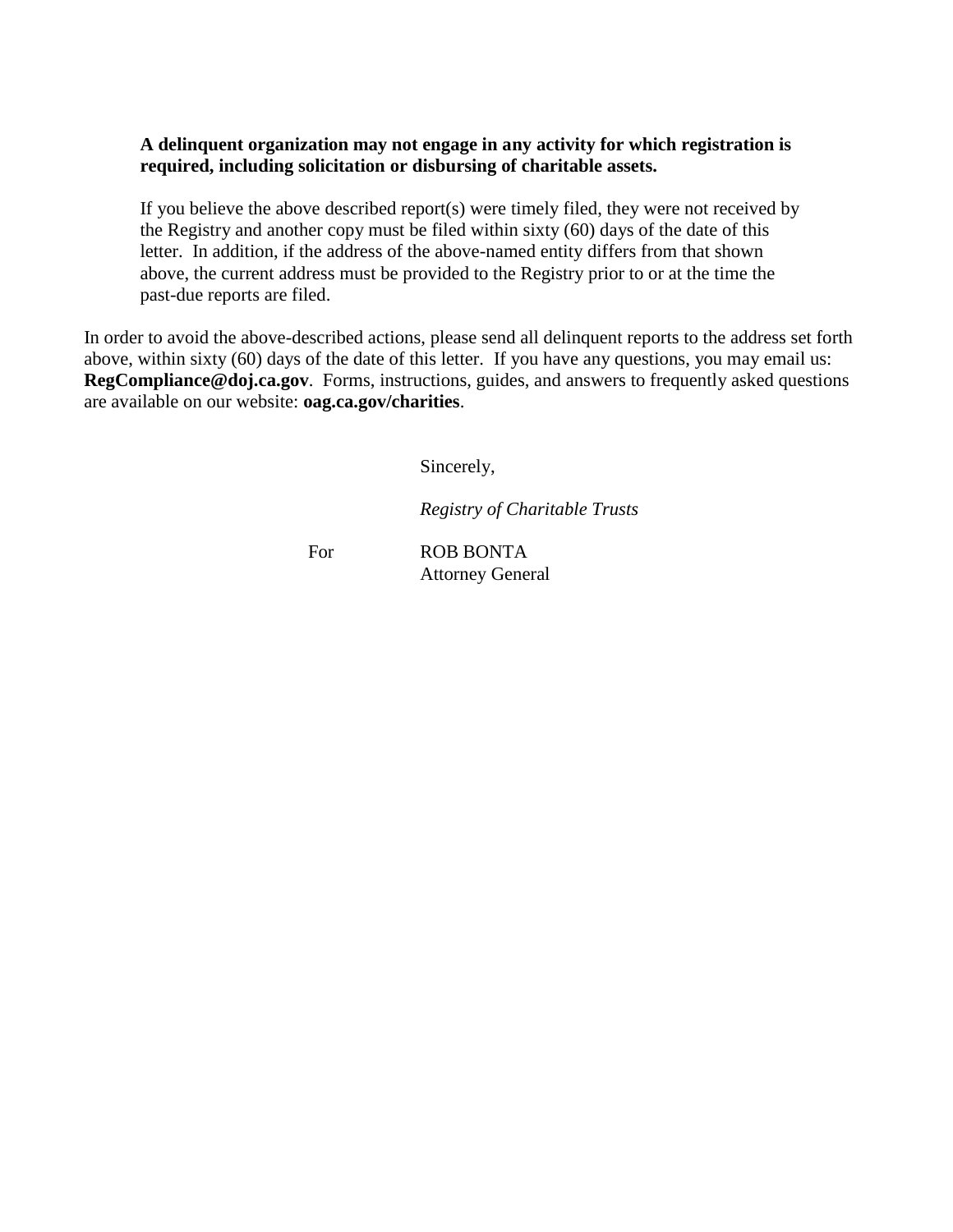**A delinquent organization may not engage in any activity for which registration is required, including solicitation or disbursing of charitable assets.**

If you believe the above described report(s) were timely filed, they were not received by the Registry and another copy must be filed within sixty (60) days of the date of this letter. In addition, if the address of the above-named entity differs from that shown above, the current address must be provided to the Registry prior to or at the time the past-due reports are filed.

In order to avoid the above-described actions, please send all delinquent reports to the address set forth above, within sixty (60) days of the date of this letter. If you have any questions, you may email us: **RegCompliance@doj.ca.gov**. Forms, instructions, guides, and answers to frequently asked questions are available on our website: **oag.ca.gov/charities**.

Sincerely,

*Registry of Charitable Trusts*

For ROB BONTA
Attorney General